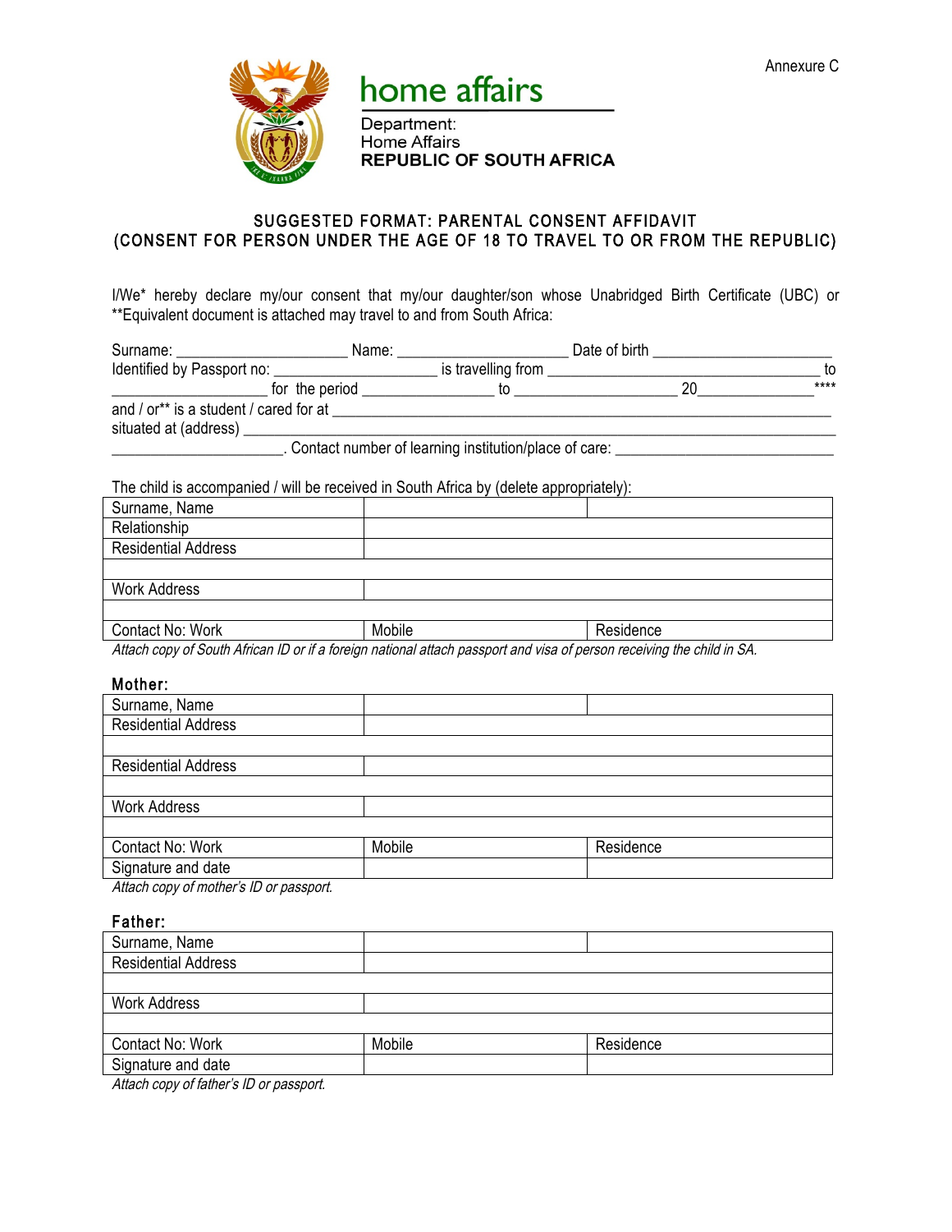Annexure C

home affairs

Department:
Home Affairs
**REPUBLIC OF SOUTH AFRICA**

## SUGGESTED FORMAT: PARENTAL CONSENT AFFIDAVIT
## (CONSENT FOR PERSON UNDER THE AGE OF 18 TO TRAVEL TO OR FROM THE REPUBLIC)

I/We* hereby declare my/our consent that my/our daughter/son whose Unabridged Birth Certificate (UBC) or **Equivalent document is attached may travel to and from South Africa:

Surname: ____________________ Name: ____________________ Date of birth ____________________
Identified by Passport no: ____________________ is travelling from ________________________________ to ____________________ for the period ________________ to ____________________ 20______________****
and / or** is a student / cared for at ____________________________________________________________
situated at (address) ____________________________________________________________________
____________________. Contact number of learning institution/place of care: __________________________

The child is accompanied / will be received in South Africa by (delete appropriately):

| Surname, Name | | |
|---|---|---|
| Relationship | | |
| Residential Address | | |
| | | |
| Work Address | | |
| | | |
| Contact No: Work | Mobile | Residence |

*Attach copy of South African ID or if a foreign national attach passport and visa of person receiving the child in SA.*

**Mother:**

| Surname, Name | | |
|---|---|---|
| Residential Address | | |
| | | |
| Residential Address | | |
| | | |
| Work Address | | |
| | | |
| Contact No: Work | Mobile | Residence |
| Signature and date | | |

*Attach copy of mother's ID or passport.*

**Father:**

| Surname, Name | | |
|---|---|---|
| Residential Address | | |
| | | |
| Work Address | | |
| | | |
| Contact No: Work | Mobile | Residence |
| Signature and date | | |

*Attach copy of father's ID or passport.*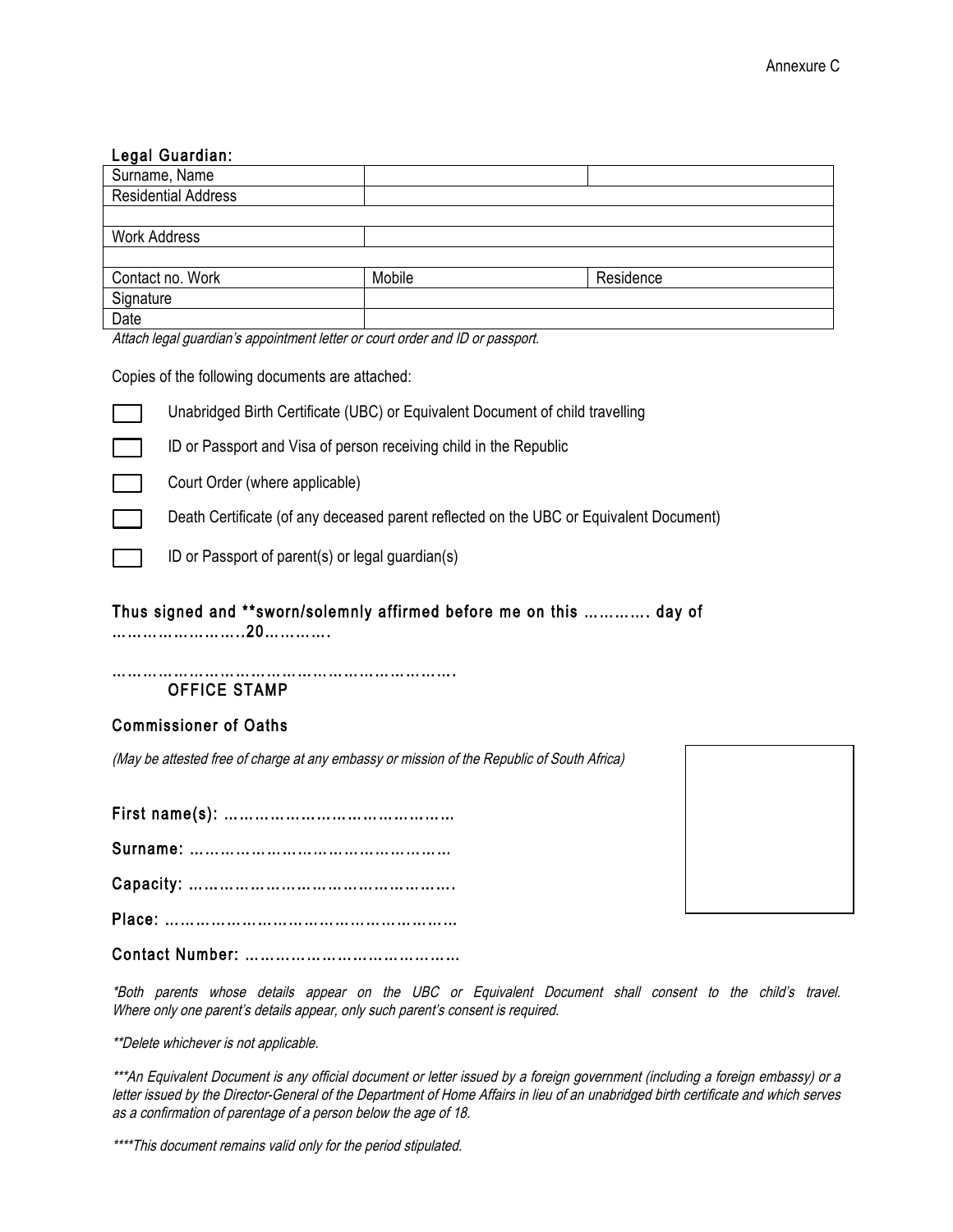Annexure C

**Legal Guardian:**

| | | |
|---|---|---|
| Surname, Name | | |
| Residential Address | | |
| | | |
| Work Address | | |
| | | |
| Contact no. Work | Mobile | Residence |
| Signature | | |
| Date | | |

*Attach legal guardian's appointment letter or court order and ID or passport.*

Copies of the following documents are attached:

- [ ] Unabridged Birth Certificate (UBC) or Equivalent Document of child travelling
- [ ] ID or Passport and Visa of person receiving child in the Republic
- [ ] Court Order (where applicable)
- [ ] Death Certificate (of any deceased parent reflected on the UBC or Equivalent Document)
- [ ] ID or Passport of parent(s) or legal guardian(s)

Thus signed and **sworn/solemnly affirmed before me on this …………. day of ……………………..20………….

…………………………………………………………….
OFFICE STAMP

**Commissioner of Oaths**

*(May be attested free of charge at any embassy or mission of the Republic of South Africa)*

First name(s): ………………………………………

Surname: ……………………………………………

Capacity: …………………………………………….

Place: ……………………………………………………

Contact Number: ……………………………………

*\*Both parents whose details appear on the UBC or Equivalent Document shall consent to the child's travel. Where only one parent's details appear, only such parent's consent is required.*

*\*\*Delete whichever is not applicable.*

*\*\*\*An Equivalent Document is any official document or letter issued by a foreign government (including a foreign embassy) or a letter issued by the Director-General of the Department of Home Affairs in lieu of an unabridged birth certificate and which serves as a confirmation of parentage of a person below the age of 18.*

*\*\*\*\*This document remains valid only for the period stipulated.*